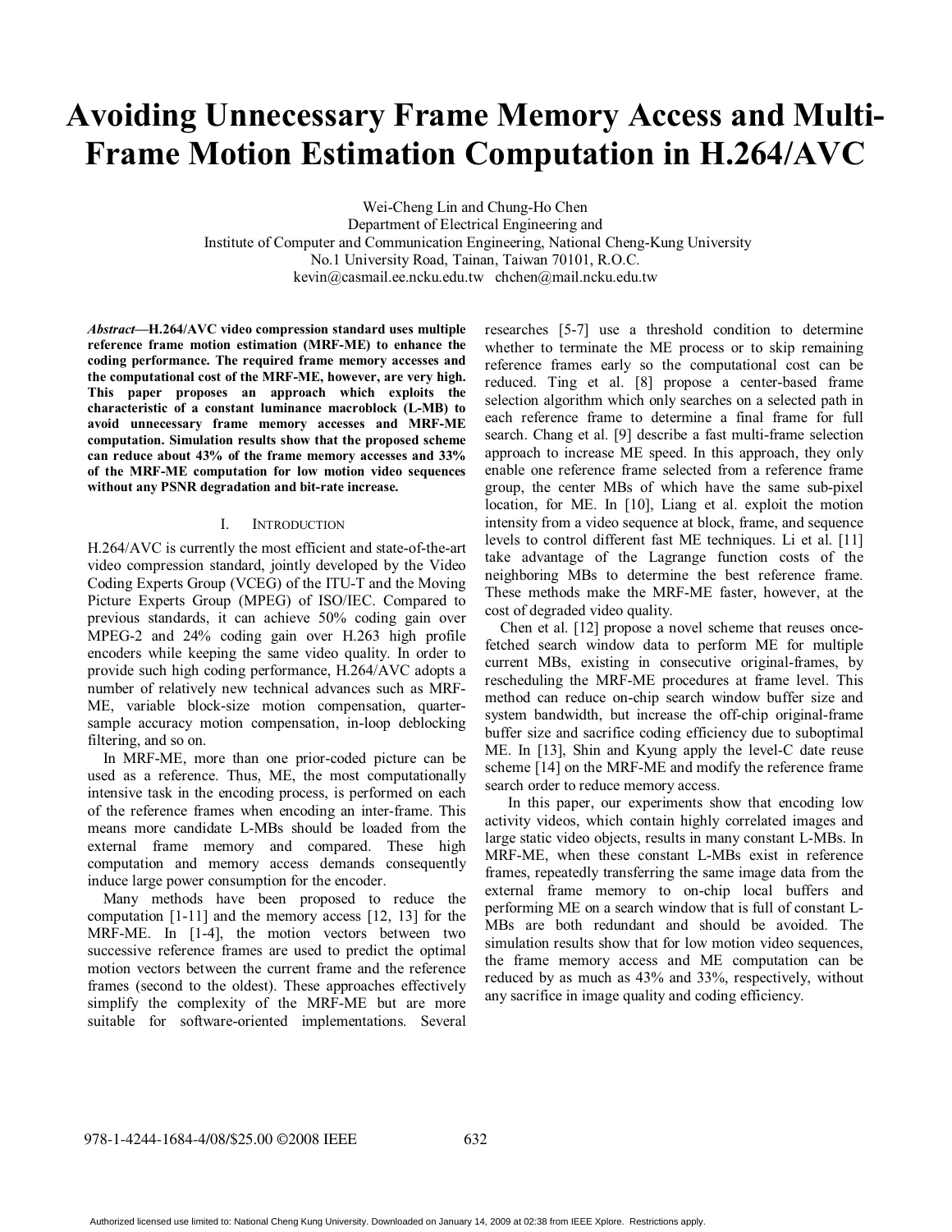# Avoiding Unnecessary Frame Memory Access and Multi-Frame Motion Estimation Computation in H.264/AVC

Wei-Cheng Lin and Chung-Ho Chen
Department of Electrical Engineering and
Institute of Computer and Communication Engineering, National Cheng-Kung University
No.1 University Road, Tainan, Taiwan 70101, R.O.C.
kevin@casmail.ee.ncku.edu.tw chchen@mail.ncku.edu.tw

***Abstract*—H.264/AVC video compression standard uses multiple reference frame motion estimation (MRF-ME) to enhance the coding performance. The required frame memory accesses and the computational cost of the MRF-ME, however, are very high. This paper proposes an approach which exploits the characteristic of a constant luminance macroblock (L-MB) to avoid unnecessary frame memory accesses and MRF-ME computation. Simulation results show that the proposed scheme can reduce about 43% of the frame memory accesses and 33% of the MRF-ME computation for low motion video sequences without any PSNR degradation and bit-rate increase.**

## I. Introduction

H.264/AVC is currently the most efficient and state-of-the-art video compression standard, jointly developed by the Video Coding Experts Group (VCEG) of the ITU-T and the Moving Picture Experts Group (MPEG) of ISO/IEC. Compared to previous standards, it can achieve 50% coding gain over MPEG-2 and 24% coding gain over H.263 high profile encoders while keeping the same video quality. In order to provide such high coding performance, H.264/AVC adopts a number of relatively new technical advances such as MRF-ME, variable block-size motion compensation, quarter-sample accuracy motion compensation, in-loop deblocking filtering, and so on.

In MRF-ME, more than one prior-coded picture can be used as a reference. Thus, ME, the most computationally intensive task in the encoding process, is performed on each of the reference frames when encoding an inter-frame. This means more candidate L-MBs should be loaded from the external frame memory and compared. These high computation and memory access demands consequently induce large power consumption for the encoder.

Many methods have been proposed to reduce the computation [1-11] and the memory access [12, 13] for the MRF-ME. In [1-4], the motion vectors between two successive reference frames are used to predict the optimal motion vectors between the current frame and the reference frames (second to the oldest). These approaches effectively simplify the complexity of the MRF-ME but are more suitable for software-oriented implementations. Several researches [5-7] use a threshold condition to determine whether to terminate the ME process or to skip remaining reference frames early so the computational cost can be reduced. Ting et al. [8] propose a center-based frame selection algorithm which only searches on a selected path in each reference frame to determine a final frame for full search. Chang et al. [9] describe a fast multi-frame selection approach to increase ME speed. In this approach, they only enable one reference frame selected from a reference frame group, the center MBs of which have the same sub-pixel location, for ME. In [10], Liang et al. exploit the motion intensity from a video sequence at block, frame, and sequence levels to control different fast ME techniques. Li et al. [11] take advantage of the Lagrange function costs of the neighboring MBs to determine the best reference frame. These methods make the MRF-ME faster, however, at the cost of degraded video quality.

Chen et al. [12] propose a novel scheme that reuses once-fetched search window data to perform ME for multiple current MBs, existing in consecutive original-frames, by rescheduling the MRF-ME procedures at frame level. This method can reduce on-chip search window buffer size and system bandwidth, but increase the off-chip original-frame buffer size and sacrifice coding efficiency due to suboptimal ME. In [13], Shin and Kyung apply the level-C date reuse scheme [14] on the MRF-ME and modify the reference frame search order to reduce memory access.

In this paper, our experiments show that encoding low activity videos, which contain highly correlated images and large static video objects, results in many constant L-MBs. In MRF-ME, when these constant L-MBs exist in reference frames, repeatedly transferring the same image data from the external frame memory to on-chip local buffers and performing ME on a search window that is full of constant L-MBs are both redundant and should be avoided. The simulation results show that for low motion video sequences, the frame memory access and ME computation can be reduced by as much as 43% and 33%, respectively, without any sacrifice in image quality and coding efficiency.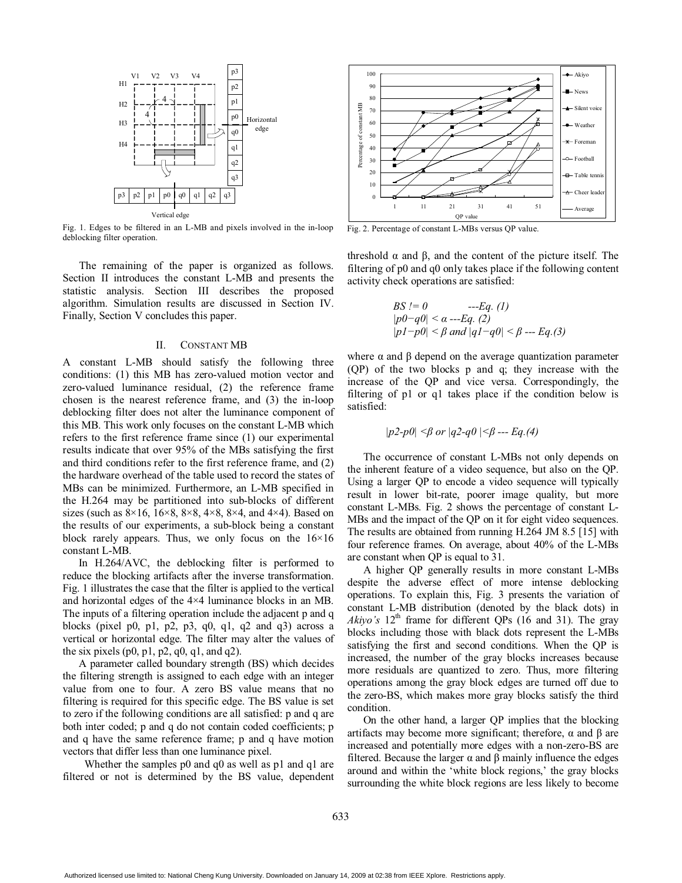Fig. 1. Edges to be filtered in an L-MB and pixels involved in the in-loop deblocking filter operation.

Fig. 2. Percentage of constant L-MBs versus QP value.

The remaining of the paper is organized as follows. Section II introduces the constant L-MB and presents the statistic analysis. Section III describes the proposed algorithm. Simulation results are discussed in Section IV. Finally, Section V concludes this paper.

## II. CONSTANT MB

A constant L-MB should satisfy the following three conditions: (1) this MB has zero-valued motion vector and zero-valued luminance residual, (2) the reference frame chosen is the nearest reference frame, and (3) the in-loop deblocking filter does not alter the luminance component of this MB. This work only focuses on the constant L-MB which refers to the first reference frame since (1) our experimental results indicate that over 95% of the MBs satisfying the first and third conditions refer to the first reference frame, and (2) the hardware overhead of the table used to record the states of MBs can be minimized. Furthermore, an L-MB specified in the H.264 may be partitioned into sub-blocks of different sizes (such as 8×16, 16×8, 8×8, 4×8, 8×4, and 4×4). Based on the results of our experiments, a sub-block being a constant block rarely appears. Thus, we only focus on the 16×16 constant L-MB.

In H.264/AVC, the deblocking filter is performed to reduce the blocking artifacts after the inverse transformation. Fig. 1 illustrates the case that the filter is applied to the vertical and horizontal edges of the 4×4 luminance blocks in an MB. The inputs of a filtering operation include the adjacent p and q blocks (pixel p0, p1, p2, p3, q0, q1, q2 and q3) across a vertical or horizontal edge. The filter may alter the values of the six pixels (p0, p1, p2, q0, q1, and q2).

A parameter called boundary strength (BS) which decides the filtering strength is assigned to each edge with an integer value from one to four. A zero BS value means that no filtering is required for this specific edge. The BS value is set to zero if the following conditions are all satisfied: p and q are both inter coded; p and q do not contain coded coefficients; p and q have the same reference frame; p and q have motion vectors that differ less than one luminance pixel.

Whether the samples p0 and q0 as well as p1 and q1 are filtered or not is determined by the BS value, dependent threshold α and β, and the content of the picture itself. The filtering of p0 and q0 only takes place if the following content activity check operations are satisfied:

$$BS \neq 0 \quad \text{---Eq. (1)}$$
$$|p0-q0| < \alpha \quad \text{---Eq. (2)}$$
$$|p1-p0| < \beta \text{ and } |q1-q0| < \beta \quad \text{--- Eq.(3)}$$

where α and β depend on the average quantization parameter (QP) of the two blocks p and q; they increase with the increase of the QP and vice versa. Correspondingly, the filtering of p1 or q1 takes place if the condition below is satisfied:

$$|p2-p0| < \beta \text{ or } |q2-q0| < \beta \quad \text{--- Eq.(4)}$$

The occurrence of constant L-MBs not only depends on the inherent feature of a video sequence, but also on the QP. Using a larger QP to encode a video sequence will typically result in lower bit-rate, poorer image quality, but more constant L-MBs. Fig. 2 shows the percentage of constant L-MBs and the impact of the QP on it for eight video sequences. The results are obtained from running H.264 JM 8.5 [15] with four reference frames. On average, about 40% of the L-MBs are constant when QP is equal to 31.

A higher QP generally results in more constant L-MBs despite the adverse effect of more intense deblocking operations. To explain this, Fig. 3 presents the variation of constant L-MB distribution (denoted by the black dots) in *Akiyo's* 12th frame for different QPs (16 and 31). The gray blocks including those with black dots represent the L-MBs satisfying the first and second conditions. When the QP is increased, the number of the gray blocks increases because more residuals are quantized to zero. Thus, more filtering operations among the gray block edges are turned off due to the zero-BS, which makes more gray blocks satisfy the third condition.

On the other hand, a larger QP implies that the blocking artifacts may become more significant; therefore, α and β are increased and potentially more edges with a non-zero-BS are filtered. Because the larger α and β mainly influence the edges around and within the 'white block regions,' the gray blocks surrounding the white block regions are less likely to become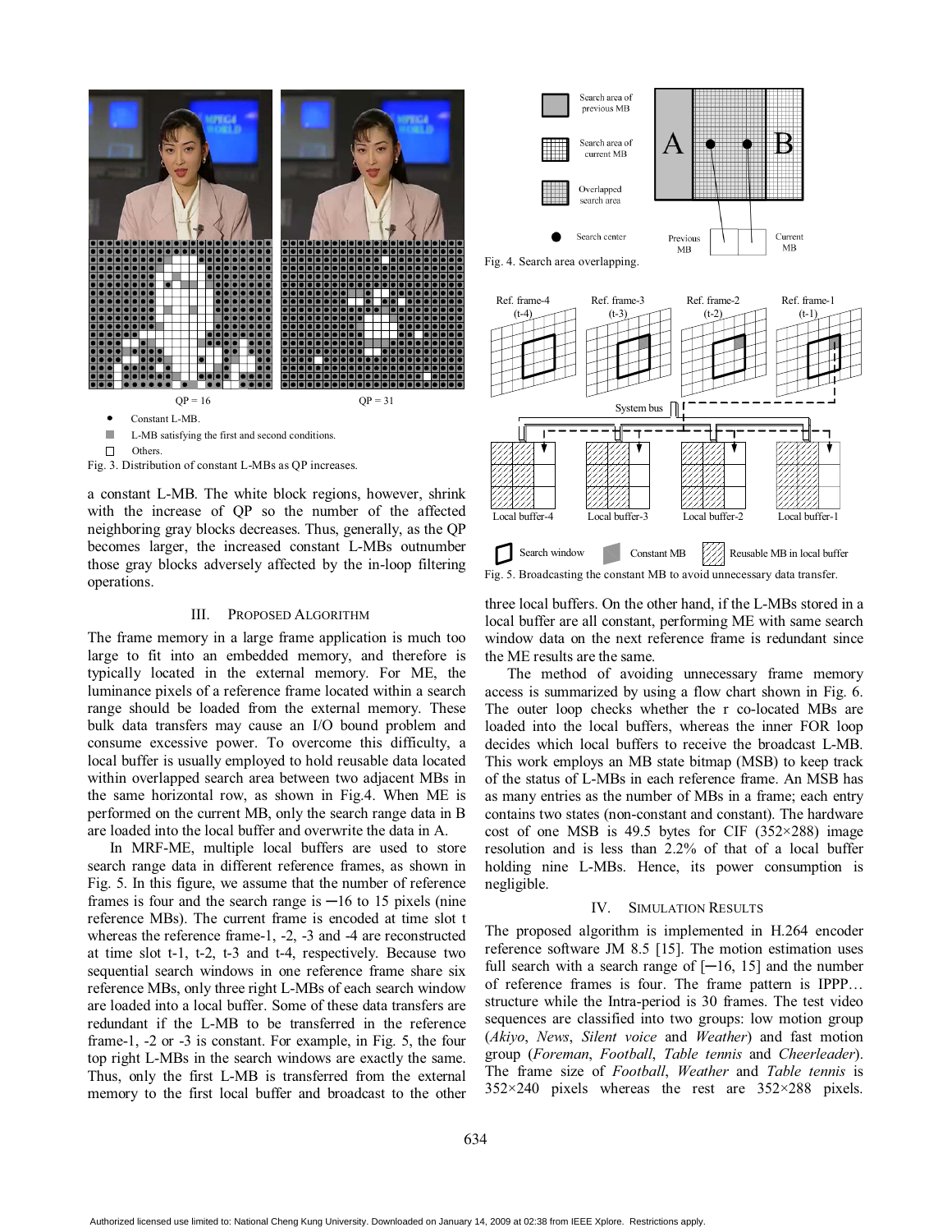QP = 16 QP = 31

- Constant L-MB.
- L-MB satisfying the first and second conditions.
- Others.

Fig. 3. Distribution of constant L-MBs as QP increases.

a constant L-MB. The white block regions, however, shrink with the increase of QP so the number of the affected neighboring gray blocks decreases. Thus, generally, as the QP becomes larger, the increased constant L-MBs outnumber those gray blocks adversely affected by the in-loop filtering operations.

## III. Proposed Algorithm

The frame memory in a large frame application is much too large to fit into an embedded memory, and therefore is typically located in the external memory. For ME, the luminance pixels of a reference frame located within a search range should be loaded from the external memory. These bulk data transfers may cause an I/O bound problem and consume excessive power. To overcome this difficulty, a local buffer is usually employed to hold reusable data located within overlapped search area between two adjacent MBs in the same horizontal row, as shown in Fig.4. When ME is performed on the current MB, only the search range data in B are loaded into the local buffer and overwrite the data in A.

In MRF-ME, multiple local buffers are used to store search range data in different reference frames, as shown in Fig. 5. In this figure, we assume that the number of reference frames is four and the search range is −16 to 15 pixels (nine reference MBs). The current frame is encoded at time slot t whereas the reference frame-1, -2, -3 and -4 are reconstructed at time slot t-1, t-2, t-3 and t-4, respectively. Because two sequential search windows in one reference frame share six reference MBs, only three right L-MBs of each search window are loaded into a local buffer. Some of these data transfers are redundant if the L-MB to be transferred in the reference frame-1, -2 or -3 is constant. For example, in Fig. 5, the four top right L-MBs in the search windows are exactly the same. Thus, only the first L-MB is transferred from the external memory to the first local buffer and broadcast to the other

Search area of previous MB
Search area of current MB
Overlapped search area
Search center
Previous MB
Current MB

Fig. 4. Search area overlapping.

Ref. frame-4 (t-4) Ref. frame-3 (t-3) Ref. frame-2 (t-2) Ref. frame-1 (t-1)
System bus
Local buffer-4 Local buffer-3 Local buffer-2 Local buffer-1
Search window Constant MB Reusable MB in local buffer

Fig. 5. Broadcasting the constant MB to avoid unnecessary data transfer.

three local buffers. On the other hand, if the L-MBs stored in a local buffer are all constant, performing ME with same search window data on the next reference frame is redundant since the ME results are the same.

The method of avoiding unnecessary frame memory access is summarized by using a flow chart shown in Fig. 6. The outer loop checks whether the r co-located MBs are loaded into the local buffers, whereas the inner FOR loop decides which local buffers to receive the broadcast L-MB. This work employs an MB state bitmap (MSB) to keep track of the status of L-MBs in each reference frame. An MSB has as many entries as the number of MBs in a frame; each entry contains two states (non-constant and constant). The hardware cost of one MSB is 49.5 bytes for CIF (352×288) image resolution and is less than 2.2% of that of a local buffer holding nine L-MBs. Hence, its power consumption is negligible.

## IV. Simulation Results

The proposed algorithm is implemented in H.264 encoder reference software JM 8.5 [15]. The motion estimation uses full search with a search range of [−16, 15] and the number of reference frames is four. The frame pattern is IPPP… structure while the Intra-period is 30 frames. The test video sequences are classified into two groups: low motion group (*Akiyo*, *News*, *Silent voice* and *Weather*) and fast motion group (*Foreman*, *Football*, *Table tennis* and *Cheerleader*). The frame size of *Football*, *Weather* and *Table tennis* is 352×240 pixels whereas the rest are 352×288 pixels.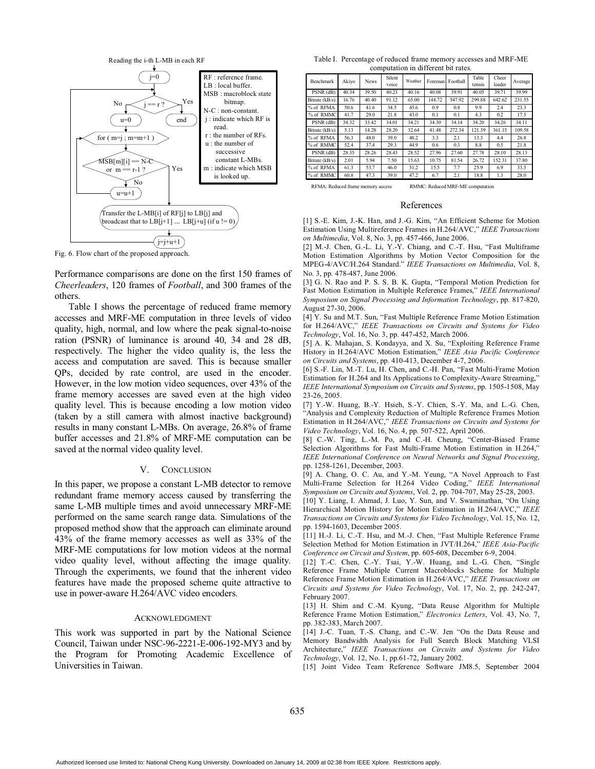Reading the i-th L-MB in each RF

j=0

No

j == r ?

Yes

end

u=0

for ( m=j ; m=m+1 )

MSB[m][i] == N-C or m == r-1 ?

Yes

No

u=u+1

Transfer the L-MB[i] of RF[j] to LB[j] and broadcast that to LB[j+1] ... LB[j+u] (if u != 0)

j=j+u+1

RF : reference frame.
LB : local buffer.
MSB : macroblock state bitmap.
N-C : non-constant.
j : indicate which RF is read.
r : the number of RFs.
u : the number of successive constant L-MBs.
m : indicate which MSB is looked up.

Fig. 6. Flow chart of the proposed approach.

Performance comparisons are done on the first 150 frames of *Cheerleaders*, 120 frames of *Football*, and 300 frames of the others.

Table I shows the percentage of reduced frame memory accesses and MRF-ME computation in three levels of video quality, high, normal, and low where the peak signal-to-noise ration (PSNR) of luminance is around 40, 34 and 28 dB, respectively. The higher the video quality is, the less the access and computation are saved. This is because smaller QPs, decided by rate control, are used in the encoder. However, in the low motion video sequences, over 43% of the frame memory accesses are saved even at the high video quality level. This is because encoding a low motion video (taken by a still camera with almost inactive background) results in many constant L-MBs. On average, 26.8% of frame buffer accesses and 21.8% of MRF-ME computation can be saved at the normal video quality level.

## V. Conclusion

In this paper, we propose a constant L-MB detector to remove redundant frame memory access caused by transferring the same L-MB multiple times and avoid unnecessary MRF-ME performed on the same search range data. Simulations of the proposed method show that the approach can eliminate around 43% of the frame memory accesses as well as 33% of the MRF-ME computations for low motion videos at the normal video quality level, without affecting the image quality. Through the experiments, we found that the inherent video features have made the proposed scheme quite attractive to use in power-aware H.264/AVC video encoders.

## Acknowledgment

This work was supported in part by the National Science Council, Taiwan under NSC-96-2221-E-006-192-MY3 and by the Program for Promoting Academic Excellence of Universities in Taiwan.

Table I. Percentage of reduced frame memory accesses and MRF-ME computation in different bit rates.

| Benchmark | Akiyo | News | Silent voice | Weather | Foreman | Football | Table tennis | Cheer leader | Average |
|---|---|---|---|---|---|---|---|---|---|
| PSNR (dB) | 40.34 | 39.50 | 40.23 | 40.16 | 40.08 | 39.91 | 40.05 | 39.71 | 39.99 |
| Bitrate (kB/s) | 16.76 | 40.40 | 91.12 | 65.00 | 148.72 | 547.92 | 299.88 | 642.62 | 231.55 |
| % of RFMA | 50.6 | 41.6 | 34.5 | 45.6 | 0.9 | 0.8 | 9.9 | 2.4 | 23.3 |
| % of RMMC | 41.7 | 29.0 | 21.8 | 43.0 | 0.1 | 0.1 | 4.3 | 0.2 | 17.5 |
| PSNR (dB) | 34.32 | 33.42 | 34.01 | 34.21 | 34.30 | 34.14 | 34.20 | 34.26 | 34.11 |
| Bitrate (kB/s) | 5.13 | 14.28 | 28.20 | 32.64 | 41.48 | 272.34 | 121.39 | 361.15 | 109.58 |
| % of RFMA | 56.3 | 48.0 | 39.0 | 48.2 | 3.3 | 2.1 | 13.3 | 4.4 | 26.8 |
| % of RMMC | 52.4 | 37.4 | 29.3 | 44.9 | 0.6 | 0.3 | 8.8 | 0.5 | 21.8 |
| PSNR (dB) | 28.35 | 28.26 | 28.43 | 28.52 | 27.96 | 27.60 | 27.78 | 28.10 | 28.13 |
| Bitrate (kB/s) | 2.01 | 5.94 | 7.50 | 15.63 | 10.75 | 81.54 | 26.72 | 152.31 | 37.80 |
| % of RFMA | 61.3 | 53.7 | 46.0 | 51.2 | 15.5 | 7.7 | 25.9 | 6.9 | 33.5 |
| % of RMMC | 60.8 | 47.3 | 39.0 | 47.2 | 6.7 | 2.1 | 18.8 | 1.3 | 28.0 |

RFMA: Reduced frame memory access RMMC: Reduced MRF-ME computation

## References

[1] S.-E. Kim, J.-K. Han, and J.-G. Kim, "An Efficient Scheme for Motion Estimation Using Multireference Frames in H.264/AVC," *IEEE Transactions on Multimedia*, Vol. 8, No. 3, pp. 457-466, June 2006.

[2] M.-J. Chen, G.-L. Li, Y.-Y. Chiang, and C.-T. Hsu, "Fast Multiframe Motion Estimation Algorithms by Motion Vector Composition for the MPEG-4/AVC/H.264 Standard." *IEEE Transactions on Multimedia*, Vol. 8, No. 3, pp. 478-487, June 2006.

[3] G. N. Rao and P. S. S. B. K. Gupta, "Temporal Motion Prediction for Fast Motion Estimation in Multiple Reference Frames," *IEEE International Symposium on Signal Processing and Information Technology*, pp. 817-820, August 27-30, 2006.

[4] Y. Su and M.T. Sun, "Fast Multiple Reference Frame Motion Estimation for H.264/AVC," *IEEE Transactions on Circuits and Systems for Video Technology*, Vol. 16, No. 3, pp. 447-452, March 2006.

[5] A. K. Mahajan, S. Kondayya, and X. Su, "Exploiting Reference Frame History in H.264/AVC Motion Estimation," *IEEE Asia Pacific Conference on Circuits and Systems*, pp. 410-413, December 4-7, 2006.

[6] S.-F. Lin, M.-T. Lu, H. Chen, and C.-H. Pan, "Fast Multi-Frame Motion Estimation for H.264 and Its Applications to Complexity-Aware Streaming," *IEEE International Symposium on Circuits and Systems*, pp. 1505-1508, May 23-26, 2005.

[7] Y.-W. Huang, B.-Y. Hsieh, S.-Y. Chien, S.-Y. Ma, and L.-G. Chen, "Analysis and Complexity Reduction of Multiple Reference Frames Motion Estimation in H.264/AVC," *IEEE Transactions on Circuits and Systems for Video Technology*, Vol. 16, No. 4, pp. 507-522, April 2006.

[8] C.-W. Ting, L.-M. Po, and C.-H. Cheung, "Center-Biased Frame Selection Algorithms for Fast Multi-Frame Motion Estimation in H.264," *IEEE International Conference on Neural Networks and Signal Processing*, pp. 1258-1261, December, 2003.

[9] A. Chang, O. C. Au, and Y.-M. Yeung, "A Novel Approach to Fast Multi-Frame Selection for H.264 Video Coding," *IEEE International Symposium on Circuits and Systems*, Vol. 2, pp. 704-707, May 25-28, 2003.

[10] Y. Liang, I. Ahmad, J. Luo, Y. Sun, and V. Swaminathan, "On Using Hierarchical Motion History for Motion Estimation in H.264/AVC," *IEEE Transactions on Circuits and Systems for Video Technology*, Vol. 15, No. 12, pp. 1594-1603, December 2005.

[11] H.-J. Li, C.-T. Hsu, and M.-J. Chen, "Fast Multiple Reference Frame Selection Method for Motion Estimation in JVT/H.264," *IEEE Asia-Pacific Conference on Circuit and System*, pp. 605-608, December 6-9, 2004.

[12] T.-C. Chen, C.-Y. Tsai, Y.-W. Huang, and L.-G. Chen, "Single Reference Frame Multiple Current Macroblocks Scheme for Multiple Reference Frame Motion Estimation in H.264/AVC," *IEEE Transactions on Circuits and Systems for Video Technology*, Vol. 17, No. 2, pp. 242-247, February 2007.

[13] H. Shim and C.-M. Kyung, "Data Reuse Algorithm for Multiple Reference Frame Motion Estimation," *Electronics Letters*, Vol. 43, No. 7, pp. 382-383, March 2007.

[14] J.-C. Tuan, T.-S. Chang, and C.-W. Jen "On the Data Reuse and Memory Bandwidth Analysis for Full Search Block Matching VLSI Architecture," *IEEE Transactions on Circuits and Systems for Video Technology*, Vol. 12, No. 1, pp.61-72, January 2002.

[15] Joint Video Team Reference Software JM8.5, September 2004